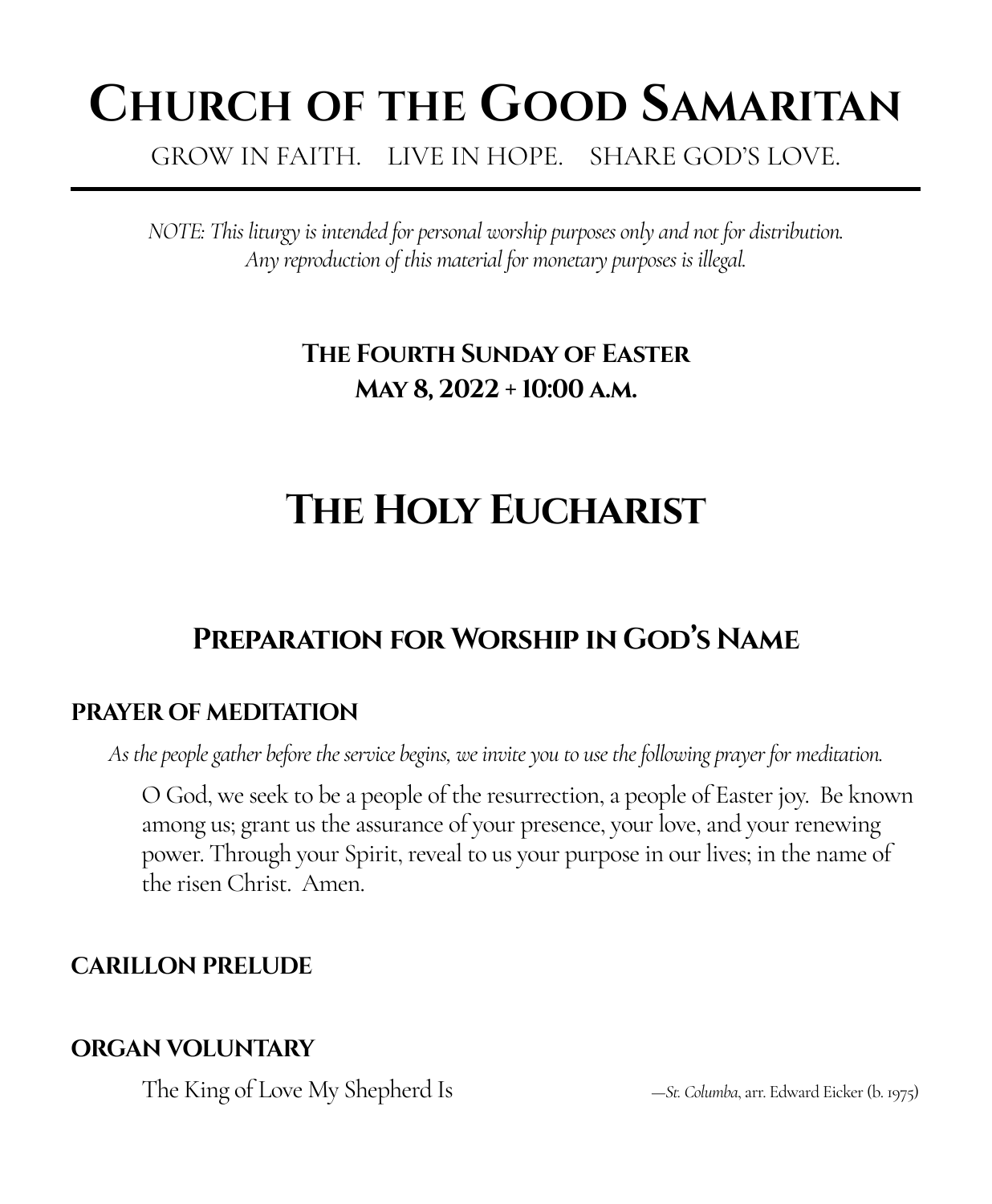# Church of the Good Samaritan

GROW IN FAITH. LIVE IN HOPE. SHARE GOD'S LOVE.

---

*NOTE: This liturgy is intended for personal worship purposes only and not for distribution. Any reproduction of this material for monetary purposes is illegal.*

**The Fourth Sunday of Easter**
**May 8, 2022 + 10:00 a.m.**

# The Holy Eucharist

## Preparation for Worship in God's Name

### PRAYER OF MEDITATION

*As the people gather before the service begins, we invite you to use the following prayer for meditation.*

O God, we seek to be a people of the resurrection, a people of Easter joy. Be known among us; grant us the assurance of your presence, your love, and your renewing power. Through your Spirit, reveal to us your purpose in our lives; in the name of the risen Christ. Amen.

### CARILLON PRELUDE

### ORGAN VOLUNTARY

The King of Love My Shepherd Is —*St. Columba*, arr. Edward Eicker (b. 1975)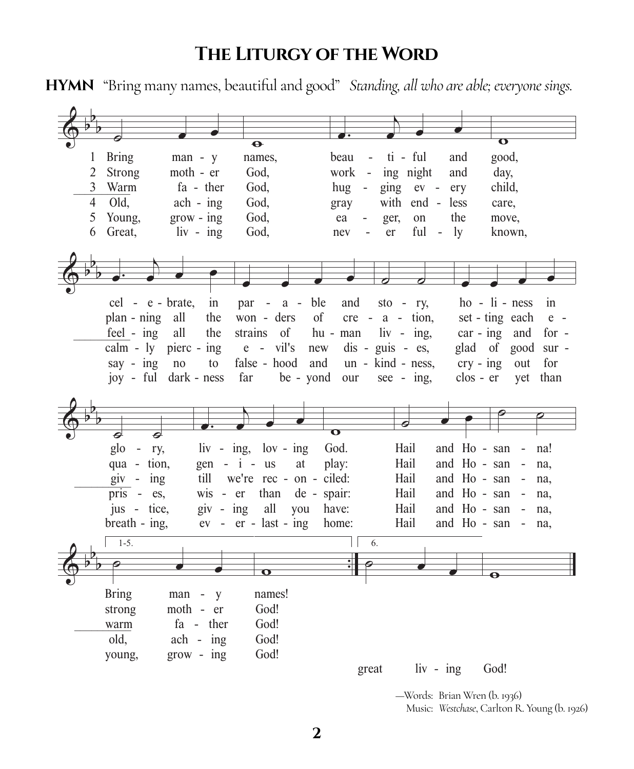# The Liturgy of the Word

**HYMN** "Bring many names, beautiful and good" *Standing, all who are able; everyone sings.*

1 Bring many names, beautiful and good, celebrate, in parable and story, holiness in glory, living, loving God. Hail and Hosanna! Bring many names!

2 Strong mother God, working night and day, planning all the wonders of creation, setting each equation, genius at play: Hail and Hosanna, strong mother God!

3 Warm father God, hugging every child, feeling all the strains of human living, caring and forgiving till we're reconciled: Hail and Hosanna, warm father God!

4 Old, aching God, gray with endless care, calmly piercing evil's new disguises, glad of good surprises, wiser than despair: Hail and Hosanna, old, aching God!

5 Young, growing God, eager, on the move, saying no to falsehood and unkindness, crying out for justice, giving all you have: Hail and Hosanna, young, growing God!

6 Great, living God, never fully known, joyful darkness far beyond our seeing, closer yet than breathing, everlasting home: Hail and Hosanna, great living God!

—Words: Brian Wren (b. 1936)
Music: *Westchase*, Carlton R. Young (b. 1926)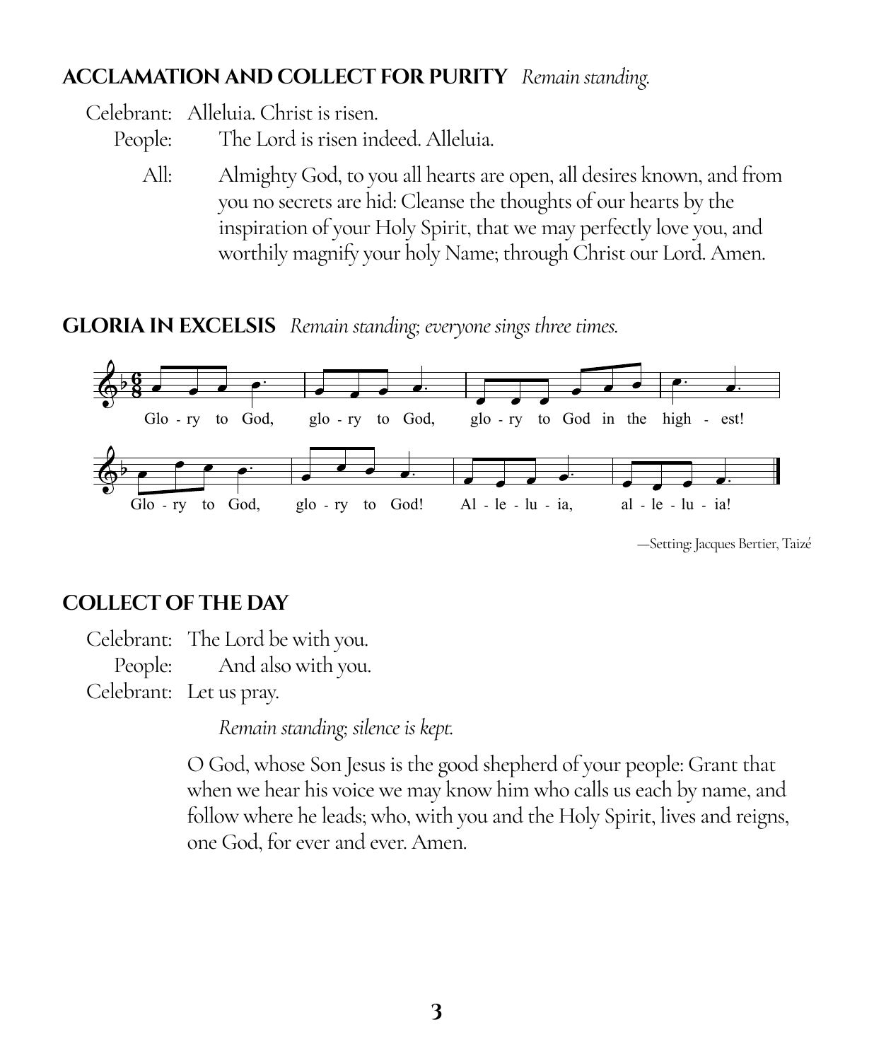## ACCLAMATION AND COLLECT FOR PURITY *Remain standing.*

Celebrant: Alleluia. Christ is risen.

People: **The Lord is risen indeed. Alleluia.**

All: Almighty God, to you all hearts are open, all desires known, and from you no secrets are hid: Cleanse the thoughts of our hearts by the inspiration of your Holy Spirit, that we may perfectly love you, and worthily magnify your holy Name; through Christ our Lord. Amen.

## GLORIA IN EXCELSIS *Remain standing; everyone sings three times.*

Glo - ry to God, glo - ry to God, glo - ry to God in the high - est!
Glo - ry to God, glo - ry to God! Al - le - lu - ia, al - le - lu - ia!

—Setting: Jacques Bertier, Taizé

## COLLECT OF THE DAY

Celebrant: The Lord be with you.

People: **And also with you.**

Celebrant: Let us pray.

*Remain standing; silence is kept.*

O God, whose Son Jesus is the good shepherd of your people: Grant that when we hear his voice we may know him who calls us each by name, and follow where he leads; who, with you and the Holy Spirit, lives and reigns, one God, for ever and ever. **Amen.**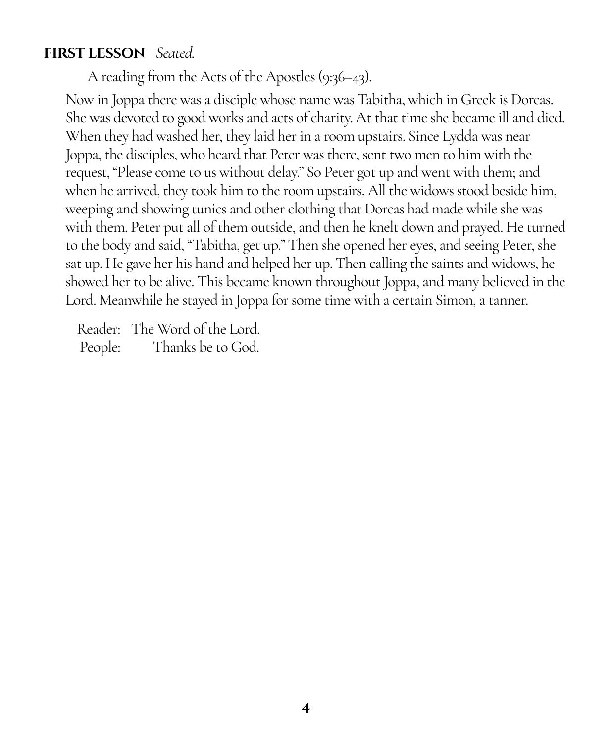**FIRST LESSON** *Seated.*

A reading from the Acts of the Apostles (9:36–43).

Now in Joppa there was a disciple whose name was Tabitha, which in Greek is Dorcas. She was devoted to good works and acts of charity. At that time she became ill and died. When they had washed her, they laid her in a room upstairs. Since Lydda was near Joppa, the disciples, who heard that Peter was there, sent two men to him with the request, "Please come to us without delay." So Peter got up and went with them; and when he arrived, they took him to the room upstairs. All the widows stood beside him, weeping and showing tunics and other clothing that Dorcas had made while she was with them. Peter put all of them outside, and then he knelt down and prayed. He turned to the body and said, "Tabitha, get up." Then she opened her eyes, and seeing Peter, she sat up. He gave her his hand and helped her up. Then calling the saints and widows, he showed her to be alive. This became known throughout Joppa, and many believed in the Lord. Meanwhile he stayed in Joppa for some time with a certain Simon, a tanner.

Reader: The Word of the Lord.
People: Thanks be to God.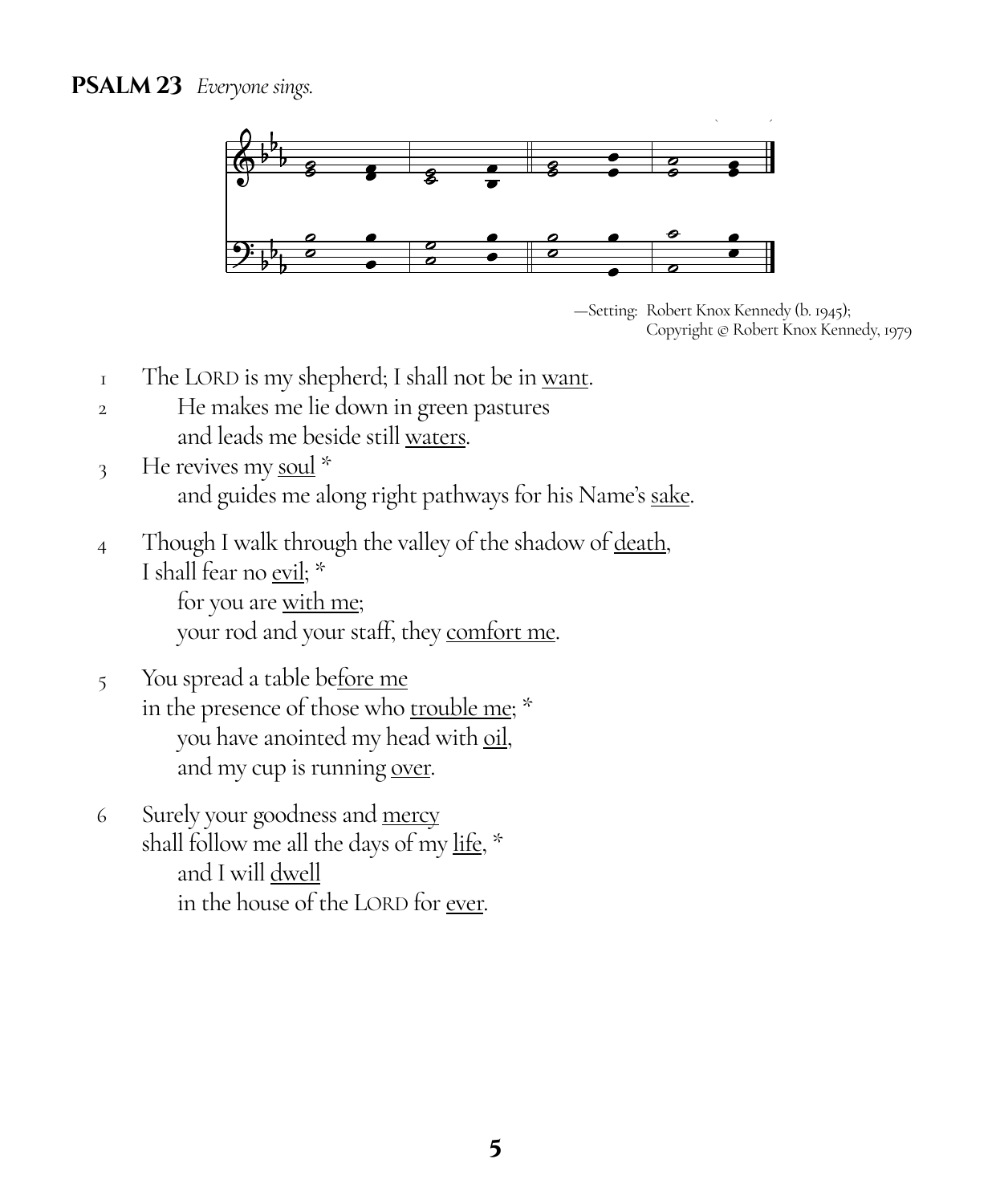**PSALM 23** *Everyone sings.*

—Setting: Robert Knox Kennedy (b. 1945);
Copyright © Robert Knox Kennedy, 1979

1 The LORD is my shepherd; I shall not be in <u>want</u>.

2 He makes me lie down in green pastures
and leads me beside still <u>waters</u>.

3 He revives my <u>soul</u> *
and guides me along right pathways for his Name's <u>sake</u>.

4 Though I walk through the valley of the shadow of <u>death</u>,
I shall fear no <u>evil</u>; *
for you are <u>with me</u>;
your rod and your staff, they <u>comfort me</u>.

5 You spread a table be<u>fore me</u>
in the presence of those who <u>trouble me</u>; *
you have anointed my head with <u>oil</u>,
and my cup is running <u>over</u>.

6 Surely your goodness and <u>mercy</u>
shall follow me all the days of my <u>life</u>, *
and I will <u>dwell</u>
in the house of the LORD for <u>ever</u>.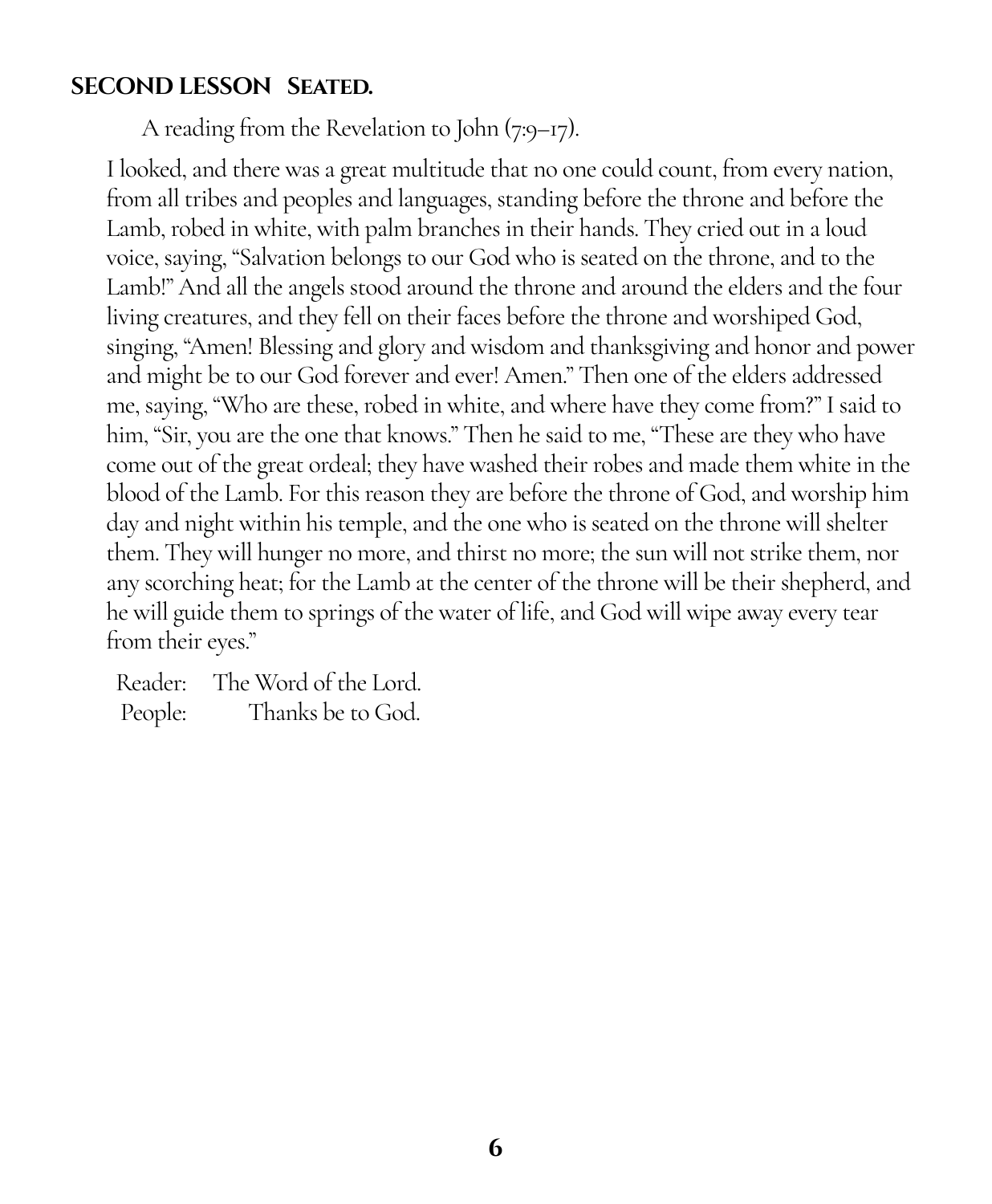## SECOND LESSON Seated.

A reading from the Revelation to John (7:9–17).

I looked, and there was a great multitude that no one could count, from every nation, from all tribes and peoples and languages, standing before the throne and before the Lamb, robed in white, with palm branches in their hands. They cried out in a loud voice, saying, "Salvation belongs to our God who is seated on the throne, and to the Lamb!" And all the angels stood around the throne and around the elders and the four living creatures, and they fell on their faces before the throne and worshiped God, singing, "Amen! Blessing and glory and wisdom and thanksgiving and honor and power and might be to our God forever and ever! Amen." Then one of the elders addressed me, saying, "Who are these, robed in white, and where have they come from?" I said to him, "Sir, you are the one that knows." Then he said to me, "These are they who have come out of the great ordeal; they have washed their robes and made them white in the blood of the Lamb. For this reason they are before the throne of God, and worship him day and night within his temple, and the one who is seated on the throne will shelter them. They will hunger no more, and thirst no more; the sun will not strike them, nor any scorching heat; for the Lamb at the center of the throne will be their shepherd, and he will guide them to springs of the water of life, and God will wipe away every tear from their eyes."

Reader: The Word of the Lord.
People: **Thanks be to God.**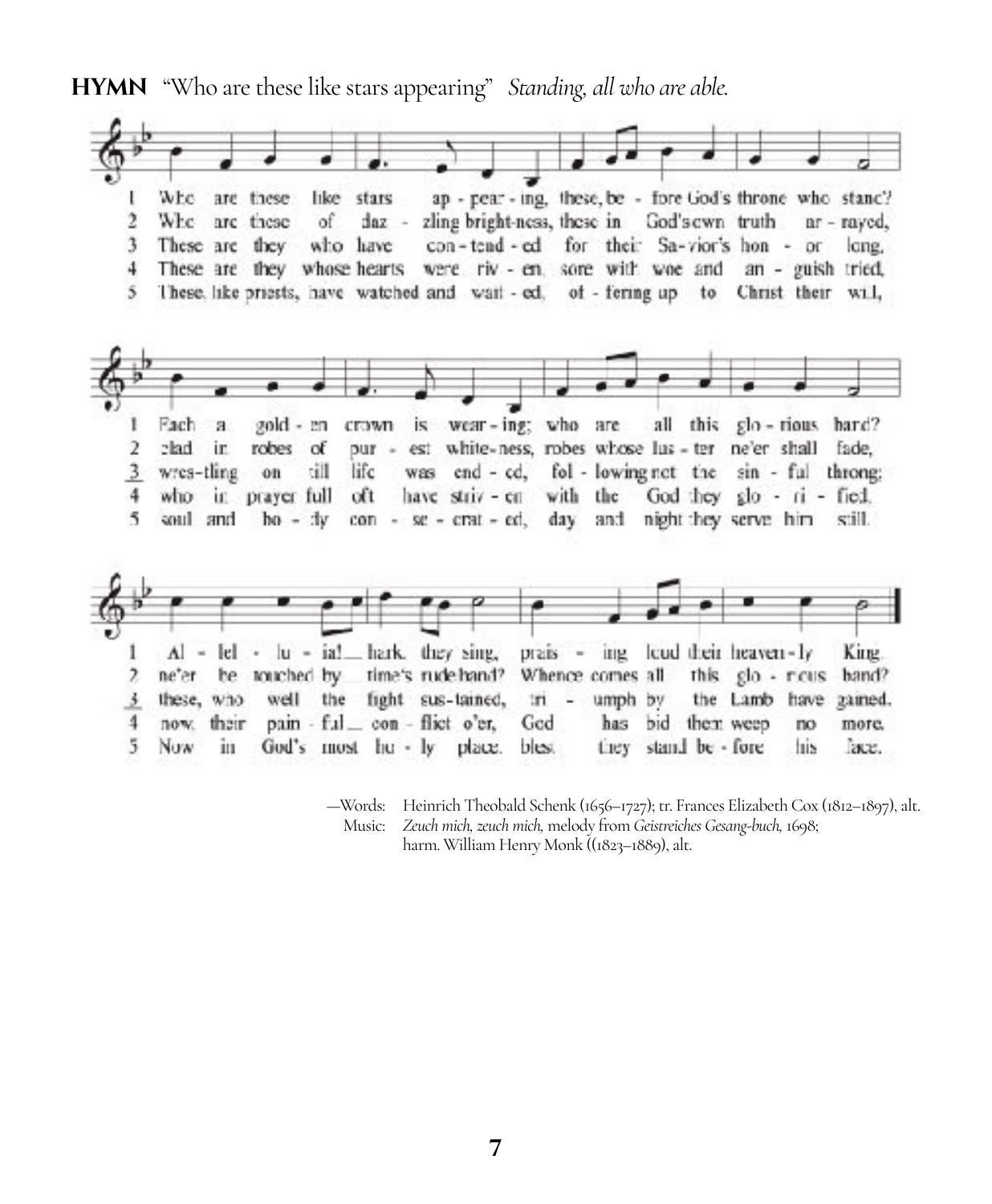**HYMN** "Who are these like stars appearing" *Standing, all who are able.*

1 Who are these like stars appearing, these, before God's throne who stand? Each a golden crown is wearing; who are all this glorious band? Alleluia! hark, they sing, praising loud their heavenly King.

2 Who are these of dazzling brightness, these in God's own truth arrayed, clad in robes of purest whiteness, robes whose luster ne'er shall fade, ne'er be touched by time's rude hand? Whence comes all this glorious band?

3 These are they who have contended for their Savior's honor long, wrestling on till life was ended, following not the sinful throng; these, who well the fight sustained, triumph by the Lamb have gained.

4 These are they whose hearts were riven, sore with woe and anguish tried, who in prayer full oft have striven with the God they glorified; now, their painful conflict o'er, God has bid them weep no more.

5 These, like priests, have watched and waited, offering up to Christ their will, soul and body consecrated, day and night they serve him still. Now in God's most holy place blest they stand before his face.

—Words: Heinrich Theobald Schenk (1656–1727); tr. Frances Elizabeth Cox (1812–1897), alt.
Music: *Zeuch mich, zeuch mich,* melody from *Geistreiches Gesang-buch,* 1698; harm. William Henry Monk ((1823–1889), alt.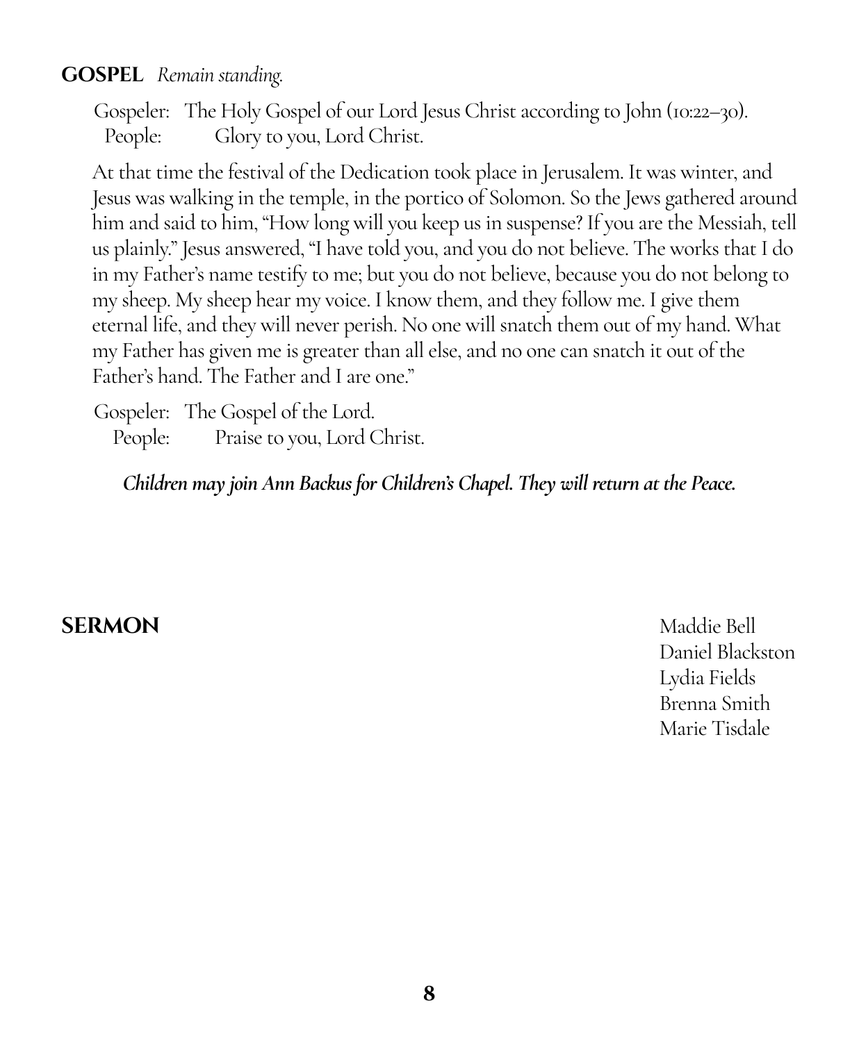**GOSPEL** *Remain standing.*

Gospeler: The Holy Gospel of our Lord Jesus Christ according to John (10:22–30).
People: Glory to you, Lord Christ.

At that time the festival of the Dedication took place in Jerusalem. It was winter, and Jesus was walking in the temple, in the portico of Solomon. So the Jews gathered around him and said to him, "How long will you keep us in suspense? If you are the Messiah, tell us plainly." Jesus answered, "I have told you, and you do not believe. The works that I do in my Father's name testify to me; but you do not believe, because you do not belong to my sheep. My sheep hear my voice. I know them, and they follow me. I give them eternal life, and they will never perish. No one will snatch them out of my hand. What my Father has given me is greater than all else, and no one can snatch it out of the Father's hand. The Father and I are one."

Gospeler: The Gospel of the Lord.
People: Praise to you, Lord Christ.

***Children may join Ann Backus for Children's Chapel. They will return at the Peace.***

**SERMON**

Maddie Bell
Daniel Blackston
Lydia Fields
Brenna Smith
Marie Tisdale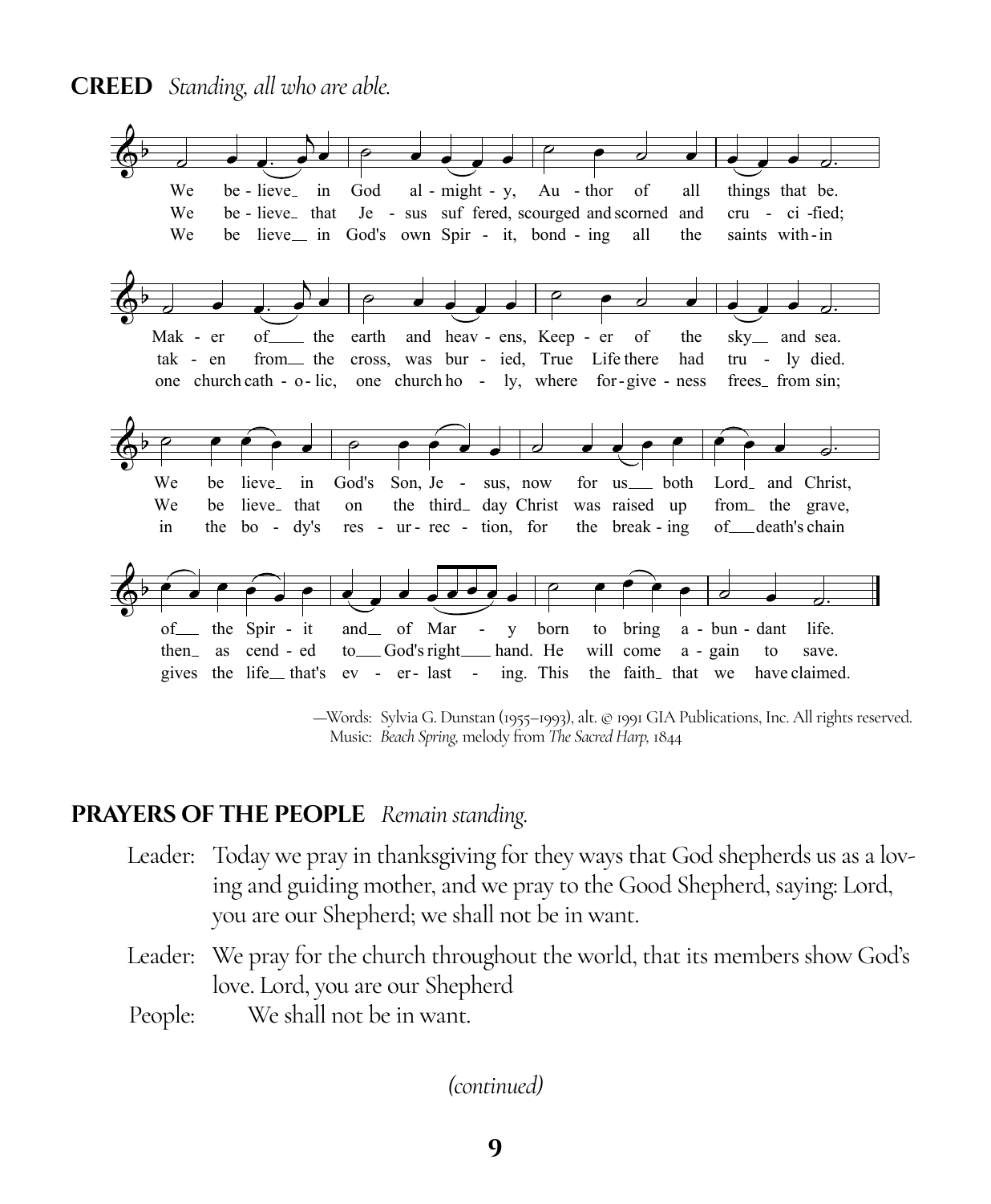**CREED** *Standing, all who are able.*

We believe in God almighty, Author of all things that be.
Maker of the earth and heavens, Keeper of the sky and sea.
We believe in God's Son, Jesus, now for us both Lord and Christ,
of the Spirit and of Mary born to bring abundant life.

We believe that Jesus suffered, scourged and scorned and crucified;
taken from the cross, was buried, True Life there had truly died.
We believe that on the third day Christ was raised up from the grave,
then ascended to God's right hand. He will come again to save.

We believe in God's own Spirit, bonding all the saints within
one church catholic, one church holy, where forgiveness frees from sin;
in the body's resurrection, for the breaking of death's chain
gives the life that's everlasting. This the faith that we have claimed.

—Words: Sylvia G. Dunstan (1955–1993), alt. © 1991 GIA Publications, Inc. All rights reserved.
Music: *Beach Spring*, melody from *The Sacred Harp*, 1844

**PRAYERS OF THE PEOPLE** *Remain standing.*

Leader: Today we pray in thanksgiving for they ways that God shepherds us as a loving and guiding mother, and we pray to the Good Shepherd, saying: Lord, you are our Shepherd; we shall not be in want.

Leader: We pray for the church throughout the world, that its members show God's love. Lord, you are our Shepherd

People: **We shall not be in want.**

*(continued)*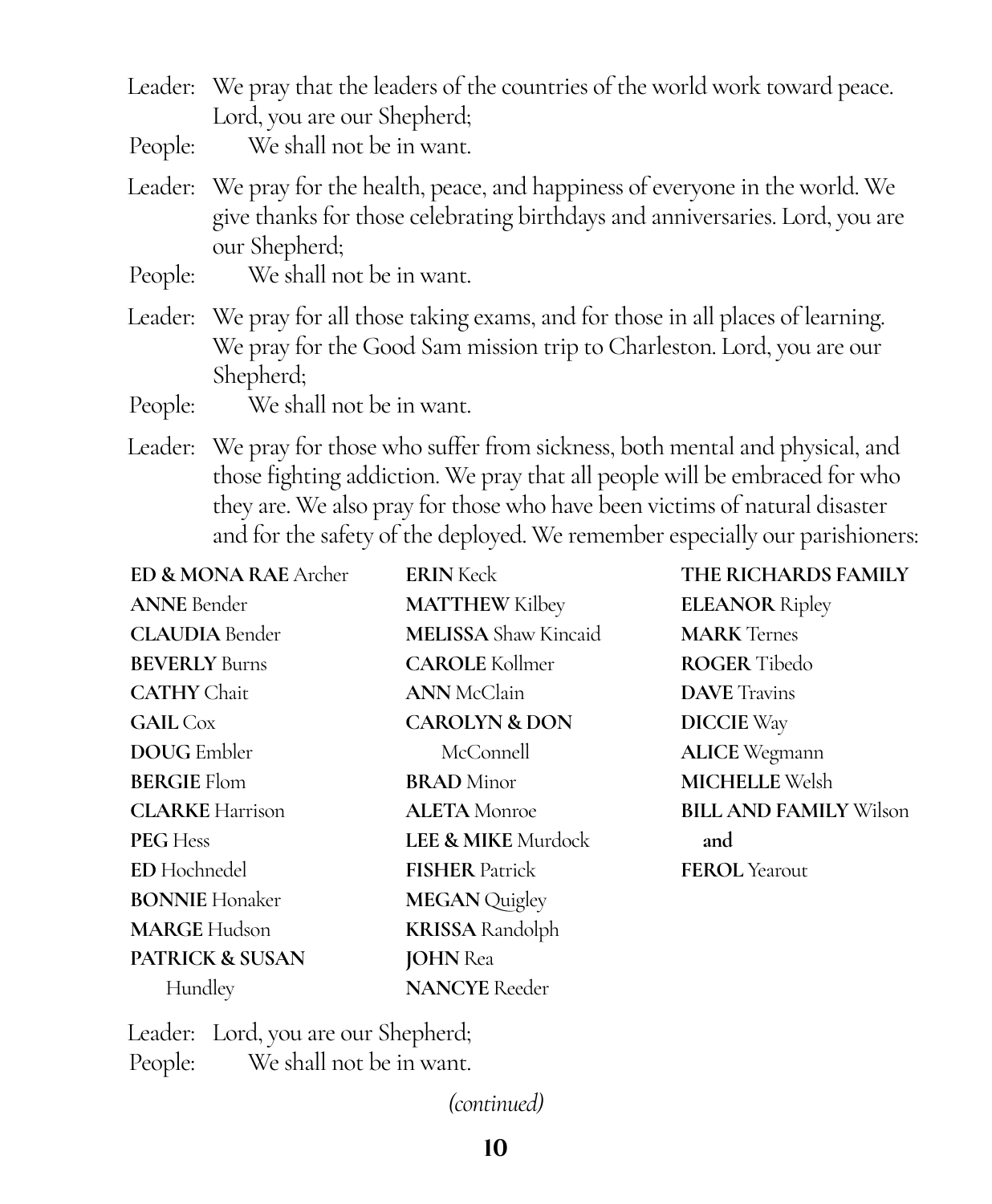Leader: We pray that the leaders of the countries of the world work toward peace. Lord, you are our Shepherd;
People: **We shall not be in want.**

Leader: We pray for the health, peace, and happiness of everyone in the world. We give thanks for those celebrating birthdays and anniversaries. Lord, you are our Shepherd;
People: **We shall not be in want.**

Leader: We pray for all those taking exams, and for those in all places of learning. We pray for the Good Sam mission trip to Charleston. Lord, you are our Shepherd;
People: **We shall not be in want.**

Leader: We pray for those who suffer from sickness, both mental and physical, and those fighting addiction. We pray that all people will be embraced for who they are. We also pray for those who have been victims of natural disaster and for the safety of the deployed. We remember especially our parishioners:

**ED & MONA RAE** Archer
**ANNE** Bender
**CLAUDIA** Bender
**BEVERLY** Burns
**CATHY** Chait
**GAIL** Cox
**DOUG** Embler
**BERGIE** Flom
**CLARKE** Harrison
**PEG** Hess
**ED** Hochnedel
**BONNIE** Honaker
**MARGE** Hudson
**PATRICK & SUSAN** Hundley
**ERIN** Keck
**MATTHEW** Kilbey
**MELISSA** Shaw Kincaid
**CAROLE** Kollmer
**ANN** McClain
**CAROLYN & DON** McConnell
**BRAD** Minor
**ALETA** Monroe
**LEE & MIKE** Murdock
**FISHER** Patrick
**MEGAN** Quigley
**KRISSA** Randolph
**JOHN** Rea
**NANCYE** Reeder
**THE RICHARDS FAMILY**
**ELEANOR** Ripley
**MARK** Ternes
**ROGER** Tibedo
**DAVE** Travins
**DICCIE** Way
**ALICE** Wegmann
**MICHELLE** Welsh
**BILL AND FAMILY** Wilson
**and**
**FEROL** Yearout

Leader: Lord, you are our Shepherd;
People: **We shall not be in want.**

*(continued)*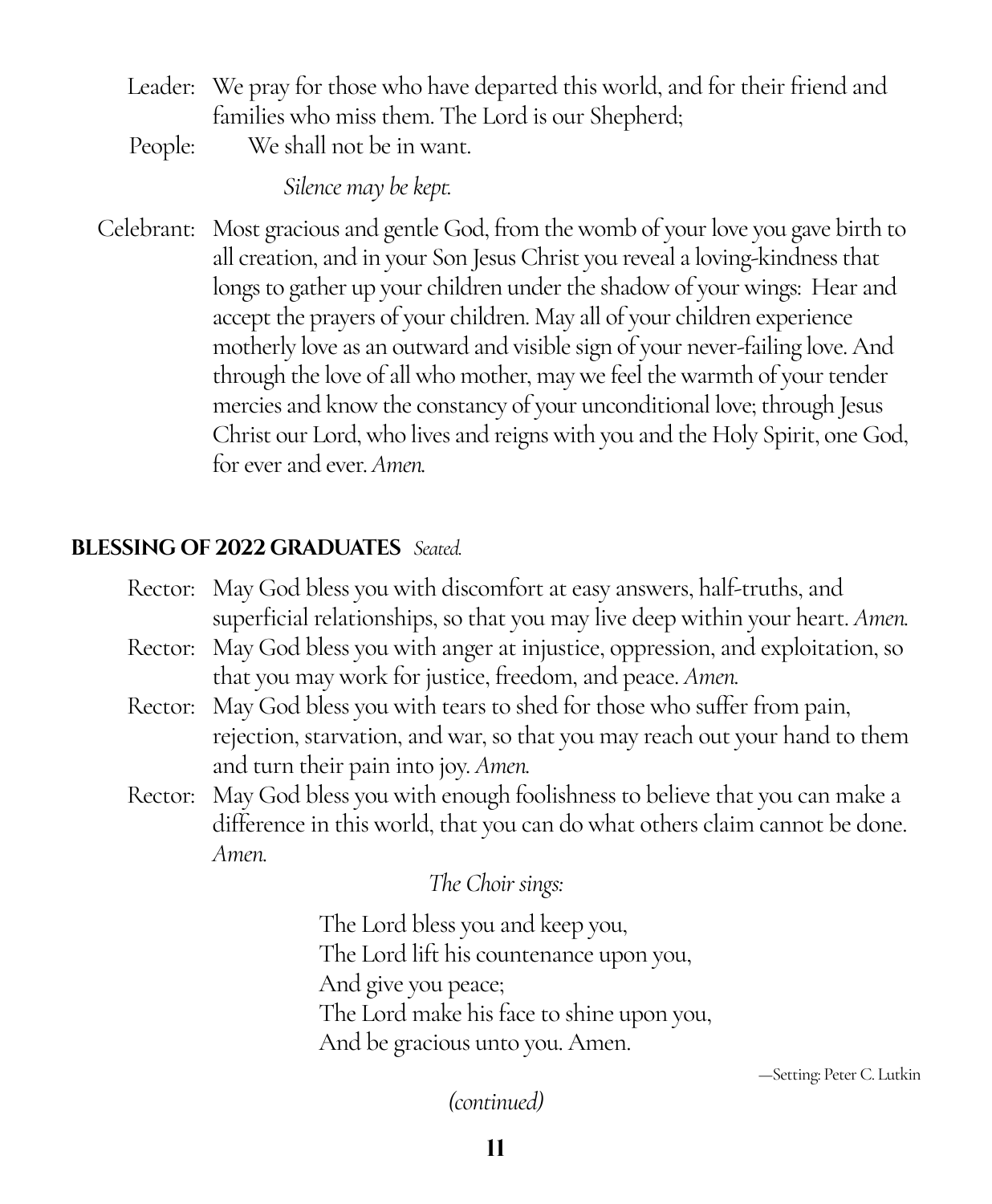Leader: We pray for those who have departed this world, and for their friend and families who miss them. The Lord is our Shepherd;

People: We shall not be in want.

*Silence may be kept.*

Celebrant: Most gracious and gentle God, from the womb of your love you gave birth to all creation, and in your Son Jesus Christ you reveal a loving-kindness that longs to gather up your children under the shadow of your wings: Hear and accept the prayers of your children. May all of your children experience motherly love as an outward and visible sign of your never-failing love. And through the love of all who mother, may we feel the warmth of your tender mercies and know the constancy of your unconditional love; through Jesus Christ our Lord, who lives and reigns with you and the Holy Spirit, one God, for ever and ever. *Amen.*

## BLESSING OF 2022 GRADUATES *Seated.*

Rector: May God bless you with discomfort at easy answers, half-truths, and superficial relationships, so that you may live deep within your heart. *Amen.*

Rector: May God bless you with anger at injustice, oppression, and exploitation, so that you may work for justice, freedom, and peace. *Amen.*

Rector: May God bless you with tears to shed for those who suffer from pain, rejection, starvation, and war, so that you may reach out your hand to them and turn their pain into joy. *Amen.*

Rector: May God bless you with enough foolishness to believe that you can make a difference in this world, that you can do what others claim cannot be done. *Amen.*

*The Choir sings:*

The Lord bless you and keep you,
The Lord lift his countenance upon you,
And give you peace;
The Lord make his face to shine upon you,
And be gracious unto you. Amen.

—Setting: Peter C. Lutkin

*(continued)*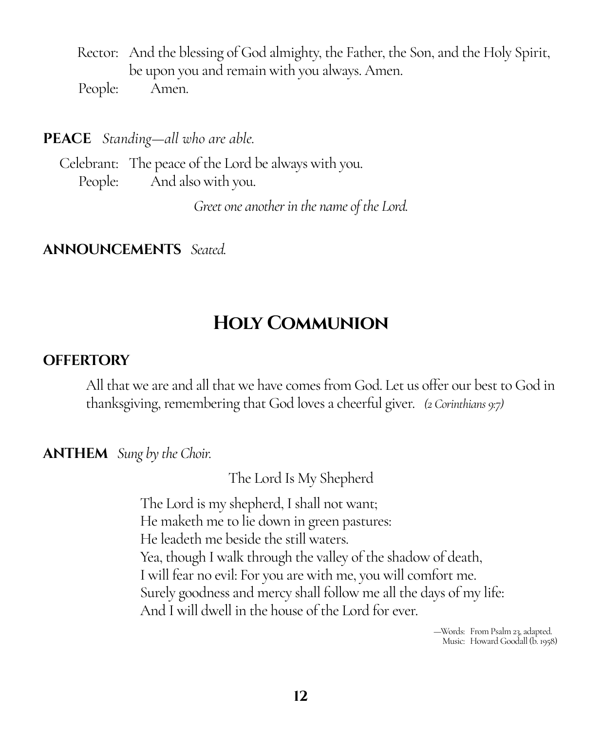Rector: And the blessing of God almighty, the Father, the Son, and the Holy Spirit, be upon you and remain with you always. Amen.
People: **Amen.**

**PEACE** *Standing—all who are able.*

Celebrant: The peace of the Lord be always with you.
People: **And also with you.**

*Greet one another in the name of the Lord.*

**ANNOUNCEMENTS** *Seated.*

# Holy Communion

**OFFERTORY**

All that we are and all that we have comes from God. Let us offer our best to God in thanksgiving, remembering that God loves a cheerful giver. *(2 Corinthians 9:7)*

**ANTHEM** *Sung by the Choir.*

The Lord Is My Shepherd

The Lord is my shepherd, I shall not want;
He maketh me to lie down in green pastures:
He leadeth me beside the still waters.
Yea, though I walk through the valley of the shadow of death,
I will fear no evil: For you are with me, you will comfort me.
Surely goodness and mercy shall follow me all the days of my life:
And I will dwell in the house of the Lord for ever.

—Words: From Psalm 23, adapted.
Music: Howard Goodall (b. 1958)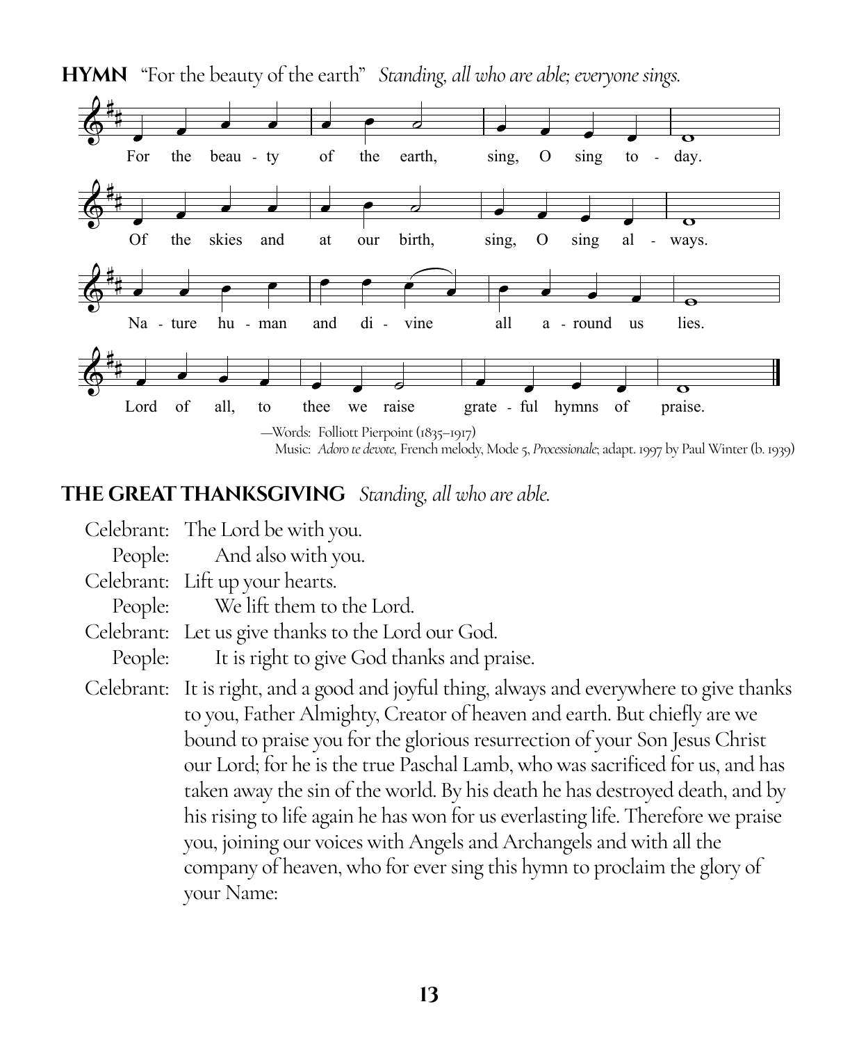**HYMN** "For the beauty of the earth" *Standing, all who are able; everyone sings.*

For the beau - ty of the earth, sing, O sing to - day.
Of the skies and at our birth, sing, O sing al - ways.
Na - ture hu - man and di - vine all a - round us lies.
Lord of all, to thee we raise grate - ful hymns of praise.

—Words: Folliott Pierpoint (1835–1917)
Music: *Adoro te devote,* French melody, Mode 5, *Processionale*; adapt. 1997 by Paul Winter (b. 1939)

## THE GREAT THANKSGIVING *Standing, all who are able.*

Celebrant: The Lord be with you.
People: And also with you.
Celebrant: Lift up your hearts.
People: We lift them to the Lord.
Celebrant: Let us give thanks to the Lord our God.
People: It is right to give God thanks and praise.
Celebrant: It is right, and a good and joyful thing, always and everywhere to give thanks to you, Father Almighty, Creator of heaven and earth. But chiefly are we bound to praise you for the glorious resurrection of your Son Jesus Christ our Lord; for he is the true Paschal Lamb, who was sacrificed for us, and has taken away the sin of the world. By his death he has destroyed death, and by his rising to life again he has won for us everlasting life. Therefore we praise you, joining our voices with Angels and Archangels and with all the company of heaven, who for ever sing this hymn to proclaim the glory of your Name: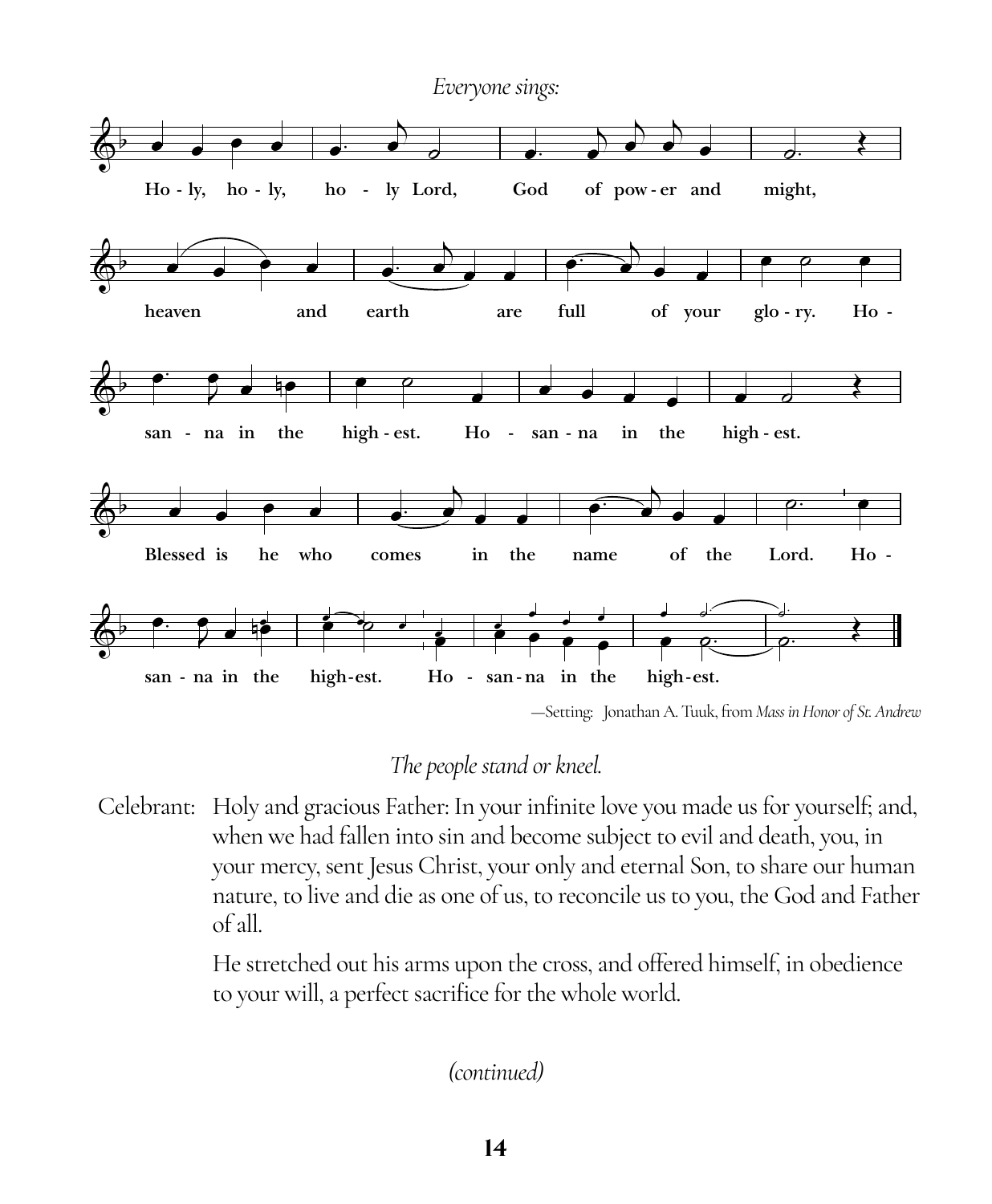*Everyone sings:*

Holy, holy, holy Lord, God of power and might,
heaven and earth are full of your glory. Hosanna in the highest. Hosanna in the highest.
Blessed is he who comes in the name of the Lord. Hosanna in the highest. Hosanna in the highest.

—Setting: Jonathan A. Tuuk, from *Mass in Honor of St. Andrew*

*The people stand or kneel.*

Celebrant: Holy and gracious Father: In your infinite love you made us for yourself; and, when we had fallen into sin and become subject to evil and death, you, in your mercy, sent Jesus Christ, your only and eternal Son, to share our human nature, to live and die as one of us, to reconcile us to you, the God and Father of all.

He stretched out his arms upon the cross, and offered himself, in obedience to your will, a perfect sacrifice for the whole world.

*(continued)*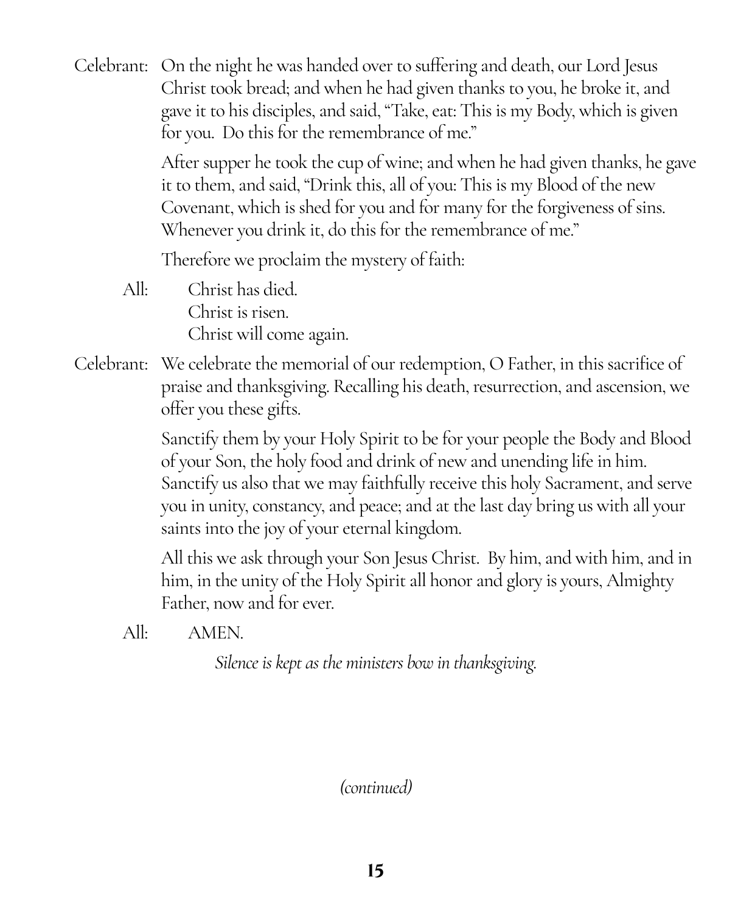Celebrant: On the night he was handed over to suffering and death, our Lord Jesus Christ took bread; and when he had given thanks to you, he broke it, and gave it to his disciples, and said, "Take, eat: This is my Body, which is given for you. Do this for the remembrance of me."

After supper he took the cup of wine; and when he had given thanks, he gave it to them, and said, "Drink this, all of you: This is my Blood of the new Covenant, which is shed for you and for many for the forgiveness of sins. Whenever you drink it, do this for the remembrance of me."

Therefore we proclaim the mystery of faith:

All: Christ has died.
Christ is risen.
Christ will come again.

Celebrant: We celebrate the memorial of our redemption, O Father, in this sacrifice of praise and thanksgiving. Recalling his death, resurrection, and ascension, we offer you these gifts.

Sanctify them by your Holy Spirit to be for your people the Body and Blood of your Son, the holy food and drink of new and unending life in him. Sanctify us also that we may faithfully receive this holy Sacrament, and serve you in unity, constancy, and peace; and at the last day bring us with all your saints into the joy of your eternal kingdom.

All this we ask through your Son Jesus Christ. By him, and with him, and in him, in the unity of the Holy Spirit all honor and glory is yours, Almighty Father, now and for ever.

All: AMEN.

*Silence is kept as the ministers bow in thanksgiving.*

*(continued)*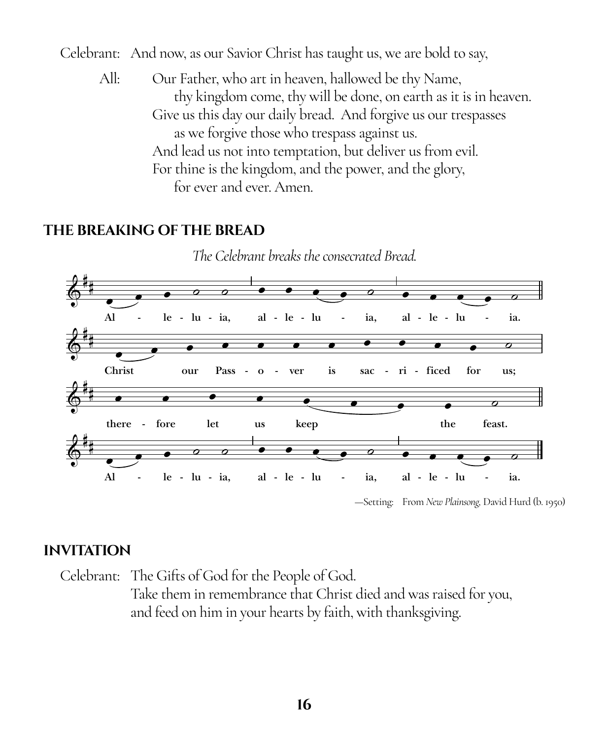Celebrant: And now, as our Savior Christ has taught us, we are bold to say,

All: Our Father, who art in heaven, hallowed be thy Name,
thy kingdom come, thy will be done, on earth as it is in heaven.
Give us this day our daily bread. And forgive us our trespasses
as we forgive those who trespass against us.
And lead us not into temptation, but deliver us from evil.
For thine is the kingdom, and the power, and the glory,
for ever and ever. Amen.

## THE BREAKING OF THE BREAD

*The Celebrant breaks the consecrated Bread.*

Al - le - lu - ia, al - le - lu - ia, al - le - lu - ia.
Christ our Pass - o - ver is sac - ri - ficed for us;
there - fore let us keep the feast.
Al - le - lu - ia, al - le - lu - ia, al - le - lu - ia.

—Setting: From *New Plainsong,* David Hurd (b. 1950)

## INVITATION

Celebrant: The Gifts of God for the People of God.
Take them in remembrance that Christ died and was raised for you,
and feed on him in your hearts by faith, with thanksgiving.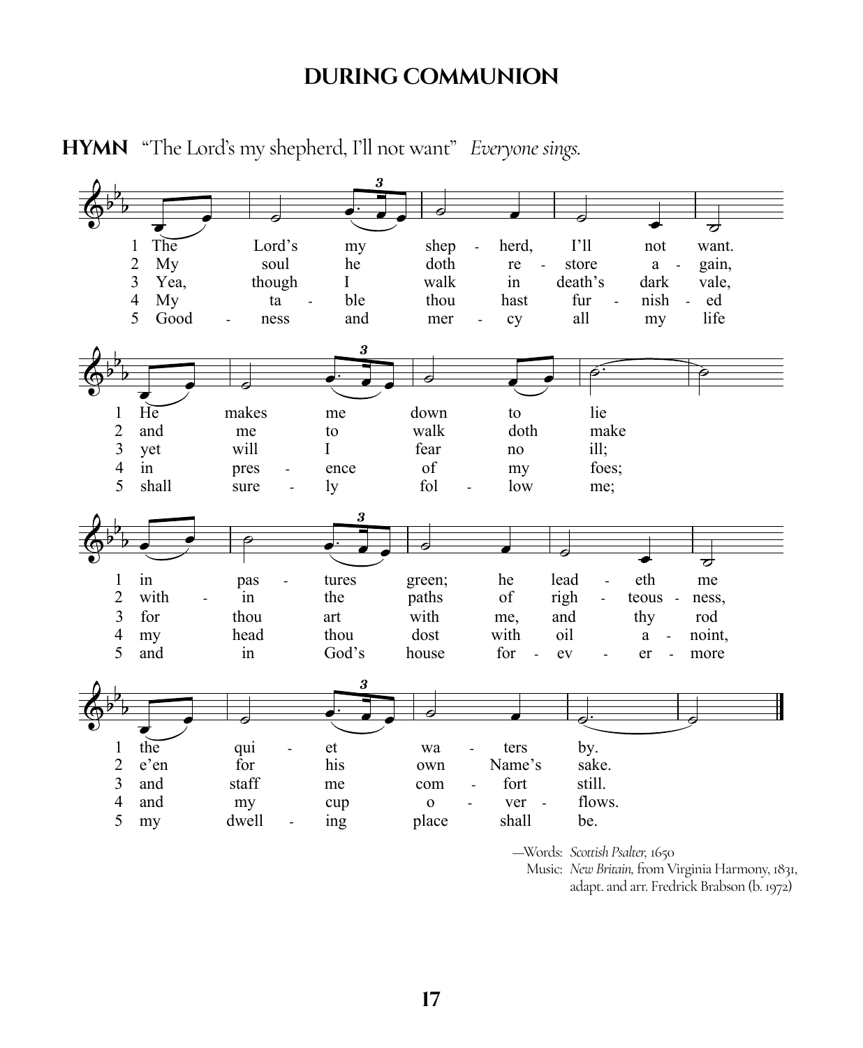# DURING COMMUNION

**HYMN** "The Lord's my shepherd, I'll not want" *Everyone sings.*

1 The Lord's my shep - herd, I'll not want.
2 My soul he doth re - store a - gain,
3 Yea, though I walk in death's dark vale,
4 My ta - ble thou hast fur - nish - ed
5 Good - ness and mer - cy all my life

1 He makes me down to lie
2 and me to walk doth make
3 yet will I fear no ill;
4 in pres - ence of my foes;
5 shall sure - ly fol - low me;

1 in pas - tures green; he lead - eth me
2 with - in the paths of righ - teous - ness,
3 for thou art with me, and thy rod
4 my head thou dost with oil a - noint,
5 and in God's house for - ev - er - more

1 the qui - et wa - ters by.
2 e'en for his own Name's sake.
3 and staff me com - fort still.
4 and my cup o - ver - flows.
5 my dwell - ing place shall be.

—Words: *Scottish Psalter,* 1650
Music: *New Britain,* from Virginia Harmony, 1831, adapt. and arr. Fredrick Brabson (b. 1972)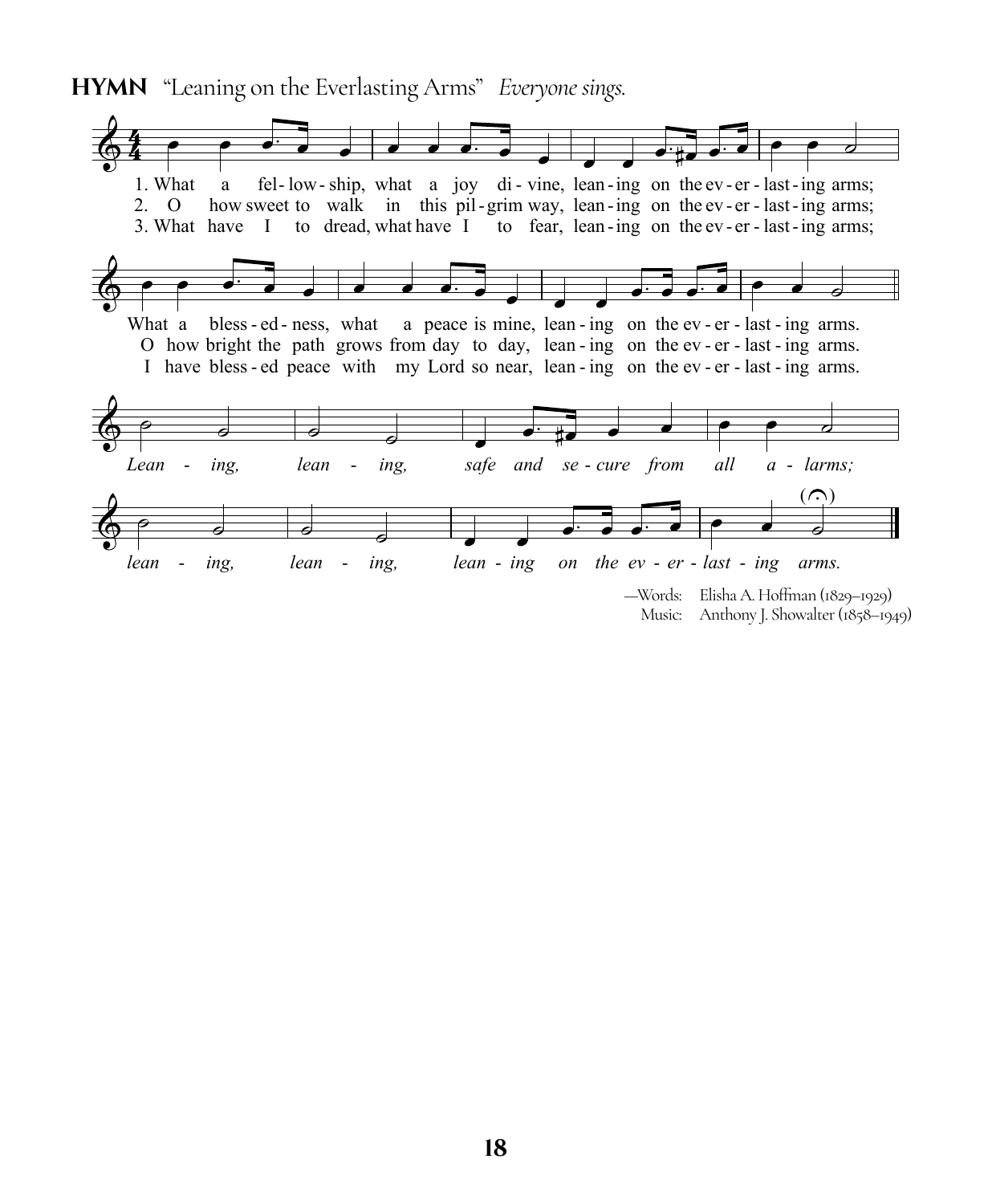**HYMN** "Leaning on the Everlasting Arms" *Everyone sings.*

1. What a fel-low-ship, what a joy di-vine, lean-ing on the ev-er-last-ing arms;
What a bless-ed-ness, what a peace is mine, lean-ing on the ev-er-last-ing arms.

2. O how sweet to walk in this pil-grim way, lean-ing on the ev-er-last-ing arms;
O how bright the path grows from day to day, lean-ing on the ev-er-last-ing arms.

3. What have I to dread, what have I to fear, lean-ing on the ev-er-last-ing arms;
I have bless-ed peace with my Lord so near, lean-ing on the ev-er-last-ing arms.

*Lean-ing, lean-ing, safe and se-cure from all a-larms;*
*lean-ing, lean-ing, lean-ing on the ev-er-last-ing arms.*

—Words: Elisha A. Hoffman (1829–1929)
Music: Anthony J. Showalter (1858–1949)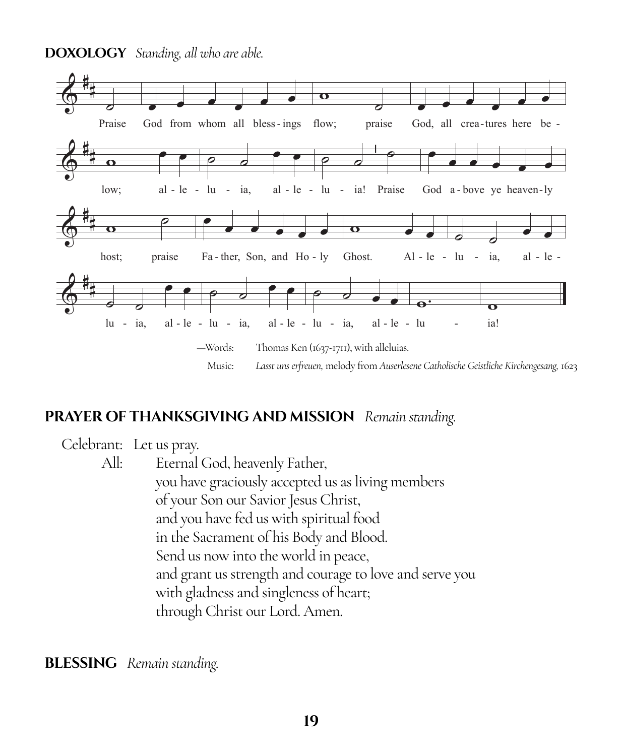**DOXOLOGY** *Standing, all who are able.*

Praise God from whom all bless-ings flow; praise God, all crea-tures here be-low; al-le-lu-ia, al-le-lu-ia! Praise God a-bove ye heaven-ly host; praise Fa-ther, Son, and Ho-ly Ghost. Al-le-lu-ia, al-le-lu-ia, al-le-lu-ia, al-le-lu-ia, al-le-lu-ia!

—Words: Thomas Ken (1637-1711), with alleluias.
Music: *Lasst uns erfreuen,* melody from *Auserlesene Catholische Geistliche Kirchengesang,* 1623

**PRAYER OF THANKSGIVING AND MISSION** *Remain standing.*

Celebrant: Let us pray.

All: Eternal God, heavenly Father,
you have graciously accepted us as living members
of your Son our Savior Jesus Christ,
and you have fed us with spiritual food
in the Sacrament of his Body and Blood.
Send us now into the world in peace,
and grant us strength and courage to love and serve you
with gladness and singleness of heart;
through Christ our Lord. Amen.

**BLESSING** *Remain standing.*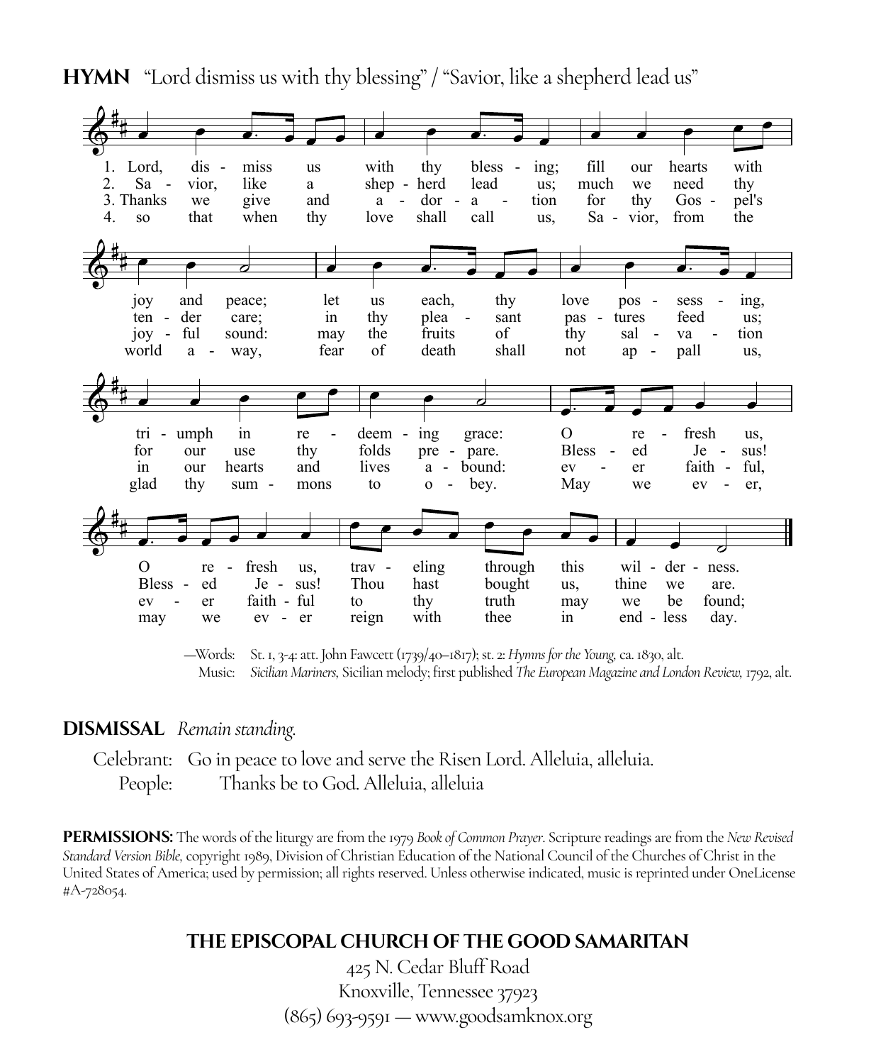**HYMN** "Lord dismiss us with thy blessing" / "Savior, like a shepherd lead us"

1. Lord, dismiss us with thy blessing; fill our hearts with joy and peace; let us each, thy love possessing, triumph in redeeming grace: O refresh us, O refresh us, traveling through this wilderness.

2. Savior, like a shepherd lead us; much we need thy tender care; in thy pleasant pastures feed us; for our use thy folds prepare. Blessed Jesus! Blessed Jesus! Thou hast bought us, thine we are.

3. Thanks we give and adoration for thy Gospel's joyful sound: may the fruits of thy salvation in our hearts and lives abound: ever faithful, ever faithful, to thy truth may we be found;

4. so that when thy love shall call us, Savior, from the world away, fear of death shall not appall us, glad thy summons to obey. May we ever, may we ever reign with thee in endless day.

—Words: St. 1, 3-4: att. John Fawcett (1739/40–1817); st. 2: *Hymns for the Young,* ca. 1830, alt.
Music: *Sicilian Mariners,* Sicilian melody; first published *The European Magazine and London Review,* 1792, alt.

**DISMISSAL** *Remain standing.*

Celebrant: Go in peace to love and serve the Risen Lord. Alleluia, alleluia.
People: Thanks be to God. Alleluia, alleluia

**PERMISSIONS:** The words of the liturgy are from the 1979 *Book of Common Prayer*. Scripture readings are from the *New Revised Standard Version Bible,* copyright 1989, Division of Christian Education of the National Council of the Churches of Christ in the United States of America; used by permission; all rights reserved. Unless otherwise indicated, music is reprinted under OneLicense #A-728054.

**THE EPISCOPAL CHURCH OF THE GOOD SAMARITAN**

425 N. Cedar Bluff Road
Knoxville, Tennessee 37923
(865) 693-9591 — www.goodsamknox.org